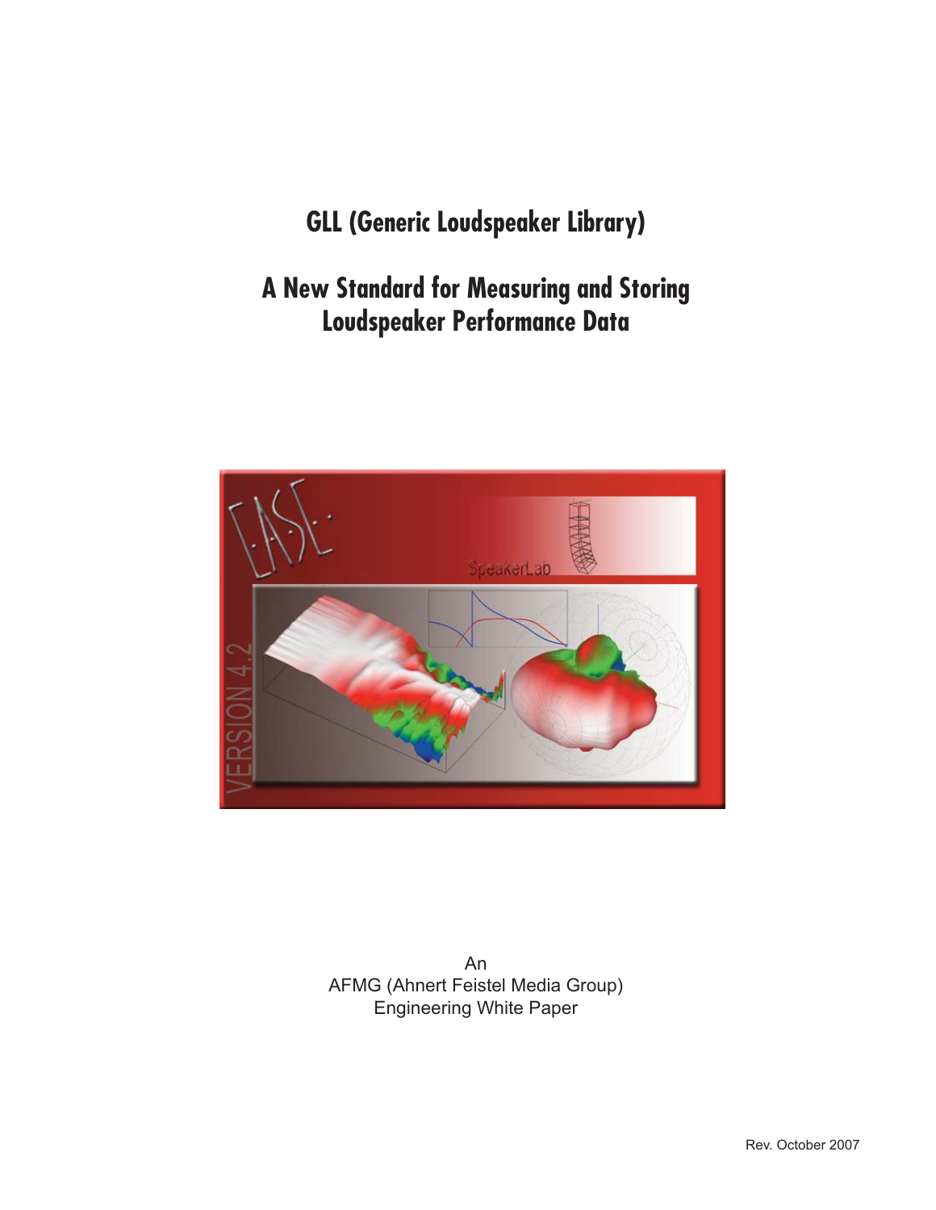# GLL (Generic Loudspeaker Library)

# A New Standard for Measuring and Storing Loudspeaker Performance Data

An
AFMG (Ahnert Feistel Media Group)
Engineering White Paper

Rev. October 2007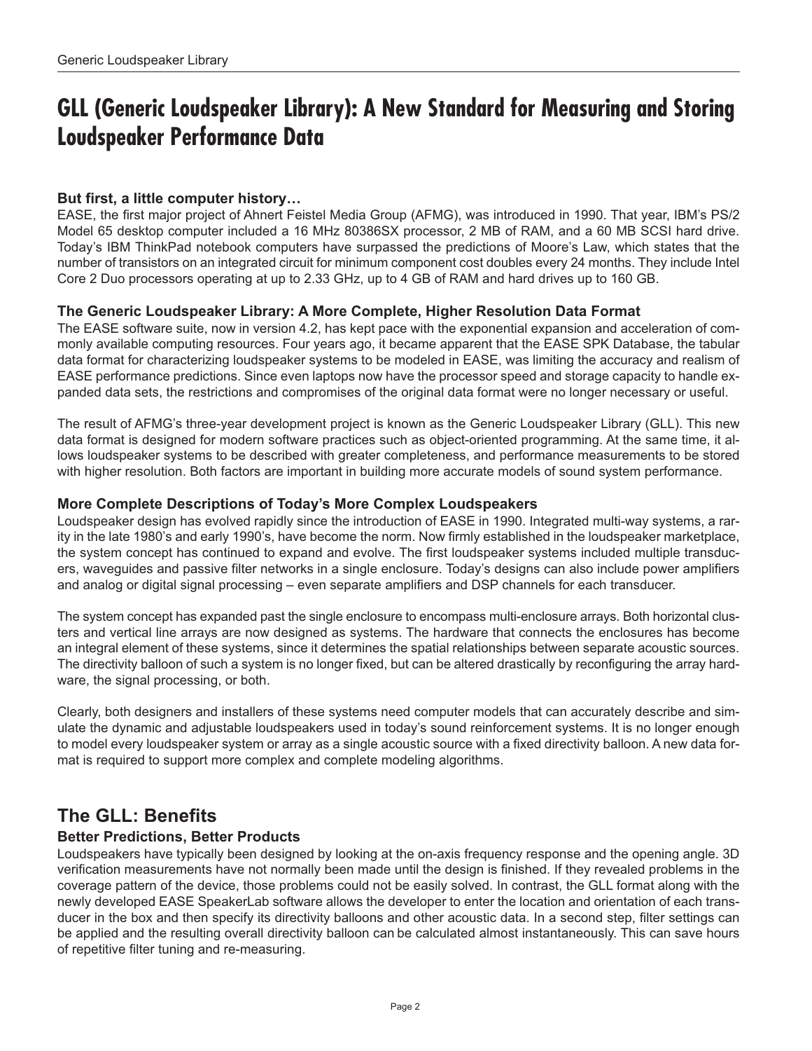# GLL (Generic Loudspeaker Library): A New Standard for Measuring and Storing Loudspeaker Performance Data

### But first, a little computer history…

EASE, the first major project of Ahnert Feistel Media Group (AFMG), was introduced in 1990. That year, IBM's PS/2 Model 65 desktop computer included a 16 MHz 80386SX processor, 2 MB of RAM, and a 60 MB SCSI hard drive. Today's IBM ThinkPad notebook computers have surpassed the predictions of Moore's Law, which states that the number of transistors on an integrated circuit for minimum component cost doubles every 24 months. They include Intel Core 2 Duo processors operating at up to 2.33 GHz, up to 4 GB of RAM and hard drives up to 160 GB.

### The Generic Loudspeaker Library: A More Complete, Higher Resolution Data Format

The EASE software suite, now in version 4.2, has kept pace with the exponential expansion and acceleration of commonly available computing resources. Four years ago, it became apparent that the EASE SPK Database, the tabular data format for characterizing loudspeaker systems to be modeled in EASE, was limiting the accuracy and realism of EASE performance predictions. Since even laptops now have the processor speed and storage capacity to handle expanded data sets, the restrictions and compromises of the original data format were no longer necessary or useful.

The result of AFMG's three-year development project is known as the Generic Loudspeaker Library (GLL). This new data format is designed for modern software practices such as object-oriented programming. At the same time, it allows loudspeaker systems to be described with greater completeness, and performance measurements to be stored with higher resolution. Both factors are important in building more accurate models of sound system performance.

### More Complete Descriptions of Today's More Complex Loudspeakers

Loudspeaker design has evolved rapidly since the introduction of EASE in 1990. Integrated multi-way systems, a rarity in the late 1980's and early 1990's, have become the norm. Now firmly established in the loudspeaker marketplace, the system concept has continued to expand and evolve. The first loudspeaker systems included multiple transducers, waveguides and passive filter networks in a single enclosure. Today's designs can also include power amplifiers and analog or digital signal processing – even separate amplifiers and DSP channels for each transducer.

The system concept has expanded past the single enclosure to encompass multi-enclosure arrays. Both horizontal clusters and vertical line arrays are now designed as systems. The hardware that connects the enclosures has become an integral element of these systems, since it determines the spatial relationships between separate acoustic sources. The directivity balloon of such a system is no longer fixed, but can be altered drastically by reconfiguring the array hardware, the signal processing, or both.

Clearly, both designers and installers of these systems need computer models that can accurately describe and simulate the dynamic and adjustable loudspeakers used in today's sound reinforcement systems. It is no longer enough to model every loudspeaker system or array as a single acoustic source with a fixed directivity balloon. A new data format is required to support more complex and complete modeling algorithms.

## The GLL: Benefits

### Better Predictions, Better Products

Loudspeakers have typically been designed by looking at the on-axis frequency response and the opening angle. 3D verification measurements have not normally been made until the design is finished. If they revealed problems in the coverage pattern of the device, those problems could not be easily solved. In contrast, the GLL format along with the newly developed EASE SpeakerLab software allows the developer to enter the location and orientation of each transducer in the box and then specify its directivity balloons and other acoustic data. In a second step, filter settings can be applied and the resulting overall directivity balloon can be calculated almost instantaneously. This can save hours of repetitive filter tuning and re-measuring.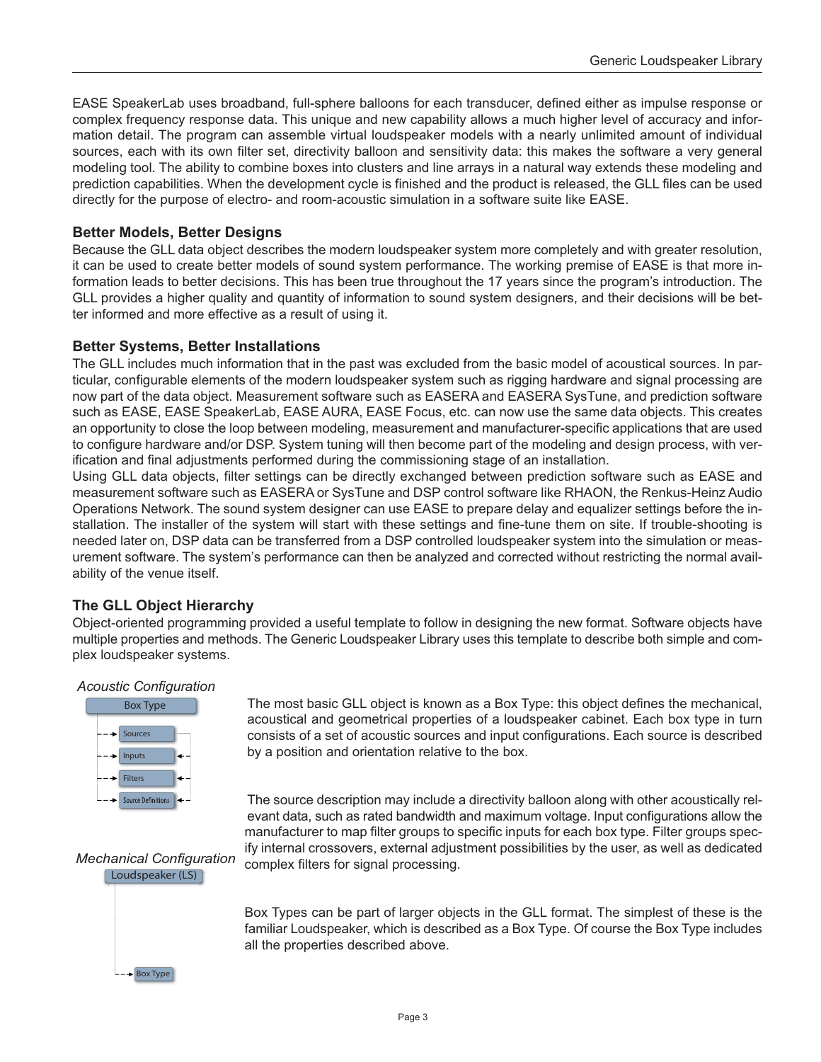EASE SpeakerLab uses broadband, full-sphere balloons for each transducer, defined either as impulse response or complex frequency response data. This unique and new capability allows a much higher level of accuracy and information detail. The program can assemble virtual loudspeaker models with a nearly unlimited amount of individual sources, each with its own filter set, directivity balloon and sensitivity data: this makes the software a very general modeling tool. The ability to combine boxes into clusters and line arrays in a natural way extends these modeling and prediction capabilities. When the development cycle is finished and the product is released, the GLL files can be used directly for the purpose of electro- and room-acoustic simulation in a software suite like EASE.

### Better Models, Better Designs

Because the GLL data object describes the modern loudspeaker system more completely and with greater resolution, it can be used to create better models of sound system performance. The working premise of EASE is that more information leads to better decisions. This has been true throughout the 17 years since the program's introduction. The GLL provides a higher quality and quantity of information to sound system designers, and their decisions will be better informed and more effective as a result of using it.

### Better Systems, Better Installations

The GLL includes much information that in the past was excluded from the basic model of acoustical sources. In particular, configurable elements of the modern loudspeaker system such as rigging hardware and signal processing are now part of the data object. Measurement software such as EASERA and EASERA SysTune, and prediction software such as EASE, EASE SpeakerLab, EASE AURA, EASE Focus, etc. can now use the same data objects. This creates an opportunity to close the loop between modeling, measurement and manufacturer-specific applications that are used to configure hardware and/or DSP. System tuning will then become part of the modeling and design process, with verification and final adjustments performed during the commissioning stage of an installation.

Using GLL data objects, filter settings can be directly exchanged between prediction software such as EASE and measurement software such as EASERA or SysTune and DSP control software like RHAON, the Renkus-Heinz Audio Operations Network. The sound system designer can use EASE to prepare delay and equalizer settings before the installation. The installer of the system will start with these settings and fine-tune them on site. If trouble-shooting is needed later on, DSP data can be transferred from a DSP controlled loudspeaker system into the simulation or measurement software. The system's performance can then be analyzed and corrected without restricting the normal availability of the venue itself.

### The GLL Object Hierarchy

Object-oriented programming provided a useful template to follow in designing the new format. Software objects have multiple properties and methods. The Generic Loudspeaker Library uses this template to describe both simple and complex loudspeaker systems.

*Acoustic Configuration*

Box Type

Sources

Inputs

Filters

Source Definitions

The most basic GLL object is known as a Box Type: this object defines the mechanical, acoustical and geometrical properties of a loudspeaker cabinet. Each box type in turn consists of a set of acoustic sources and input configurations. Each source is described by a position and orientation relative to the box.

The source description may include a directivity balloon along with other acoustically relevant data, such as rated bandwidth and maximum voltage. Input configurations allow the manufacturer to map filter groups to specific inputs for each box type. Filter groups specify internal crossovers, external adjustment possibilities by the user, as well as dedicated complex filters for signal processing.

*Mechanical Configuration*

Loudspeaker (LS)

Box Type

Box Types can be part of larger objects in the GLL format. The simplest of these is the familiar Loudspeaker, which is described as a Box Type. Of course the Box Type includes all the properties described above.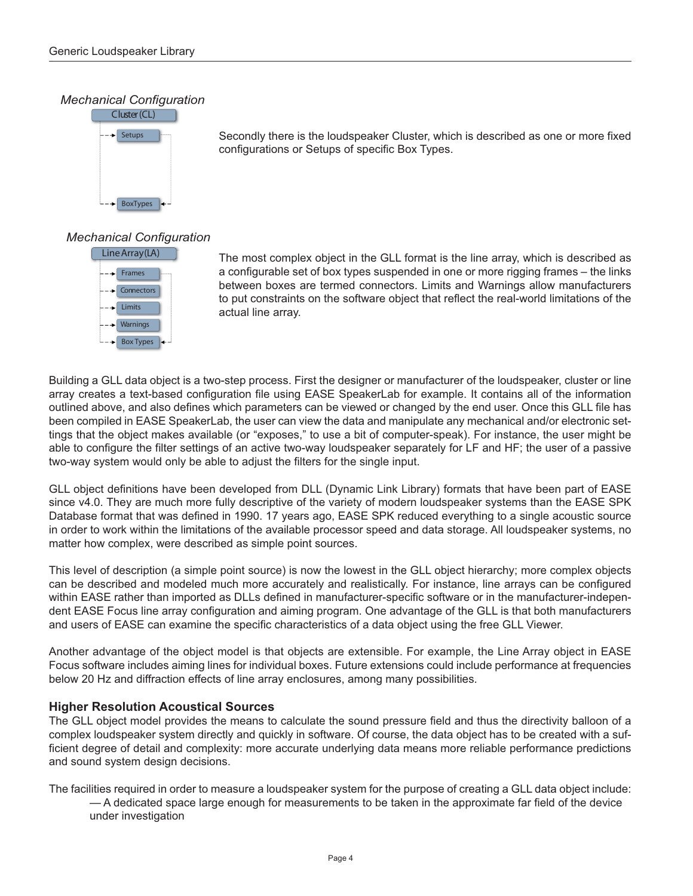*Mechanical Configuration*

Cluster (CL)

Setups

BoxTypes

Secondly there is the loudspeaker Cluster, which is described as one or more fixed configurations or Setups of specific Box Types.

*Mechanical Configuration*

Line Array (LA)

Frames

Connectors

Limits

Warnings

Box Types

The most complex object in the GLL format is the line array, which is described as a configurable set of box types suspended in one or more rigging frames – the links between boxes are termed connectors. Limits and Warnings allow manufacturers to put constraints on the software object that reflect the real-world limitations of the actual line array.

Building a GLL data object is a two-step process. First the designer or manufacturer of the loudspeaker, cluster or line array creates a text-based configuration file using EASE SpeakerLab for example. It contains all of the information outlined above, and also defines which parameters can be viewed or changed by the end user. Once this GLL file has been compiled in EASE SpeakerLab, the user can view the data and manipulate any mechanical and/or electronic settings that the object makes available (or "exposes," to use a bit of computer-speak). For instance, the user might be able to configure the filter settings of an active two-way loudspeaker separately for LF and HF; the user of a passive two-way system would only be able to adjust the filters for the single input.

GLL object definitions have been developed from DLL (Dynamic Link Library) formats that have been part of EASE since v4.0. They are much more fully descriptive of the variety of modern loudspeaker systems than the EASE SPK Database format that was defined in 1990. 17 years ago, EASE SPK reduced everything to a single acoustic source in order to work within the limitations of the available processor speed and data storage. All loudspeaker systems, no matter how complex, were described as simple point sources.

This level of description (a simple point source) is now the lowest in the GLL object hierarchy; more complex objects can be described and modeled much more accurately and realistically. For instance, line arrays can be configured within EASE rather than imported as DLLs defined in manufacturer-specific software or in the manufacturer-independent EASE Focus line array configuration and aiming program. One advantage of the GLL is that both manufacturers and users of EASE can examine the specific characteristics of a data object using the free GLL Viewer.

Another advantage of the object model is that objects are extensible. For example, the Line Array object in EASE Focus software includes aiming lines for individual boxes. Future extensions could include performance at frequencies below 20 Hz and diffraction effects of line array enclosures, among many possibilities.

### Higher Resolution Acoustical Sources

The GLL object model provides the means to calculate the sound pressure field and thus the directivity balloon of a complex loudspeaker system directly and quickly in software. Of course, the data object has to be created with a sufficient degree of detail and complexity: more accurate underlying data means more reliable performance predictions and sound system design decisions.

The facilities required in order to measure a loudspeaker system for the purpose of creating a GLL data object include:

— A dedicated space large enough for measurements to be taken in the approximate far field of the device under investigation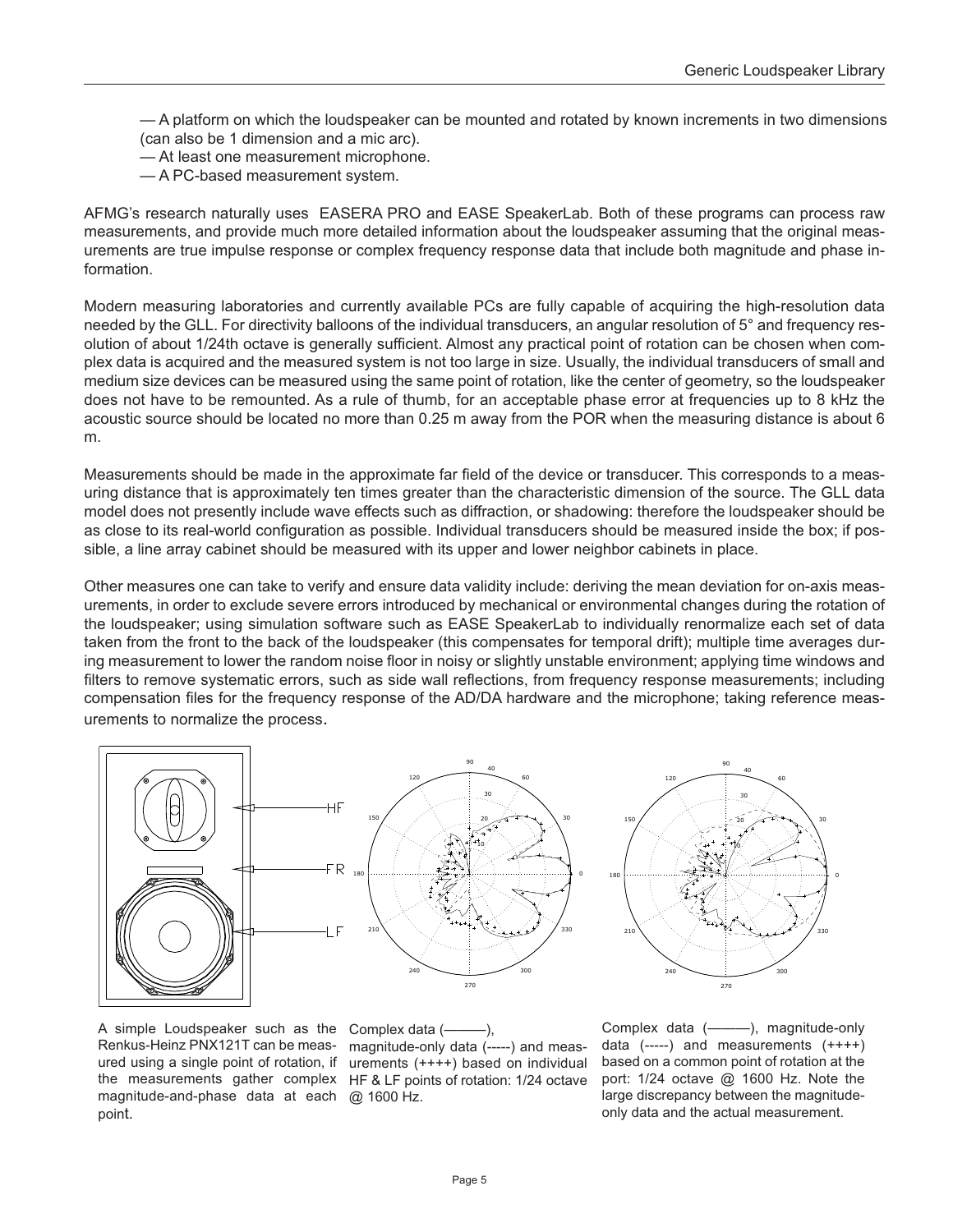— A platform on which the loudspeaker can be mounted and rotated by known increments in two dimensions (can also be 1 dimension and a mic arc).
— At least one measurement microphone.
— A PC-based measurement system.

AFMG's research naturally uses EASERA PRO and EASE SpeakerLab. Both of these programs can process raw measurements, and provide much more detailed information about the loudspeaker assuming that the original measurements are true impulse response or complex frequency response data that include both magnitude and phase information.

Modern measuring laboratories and currently available PCs are fully capable of acquiring the high-resolution data needed by the GLL. For directivity balloons of the individual transducers, an angular resolution of 5° and frequency resolution of about 1/24th octave is generally sufficient. Almost any practical point of rotation can be chosen when complex data is acquired and the measured system is not too large in size. Usually, the individual transducers of small and medium size devices can be measured using the same point of rotation, like the center of geometry, so the loudspeaker does not have to be remounted. As a rule of thumb, for an acceptable phase error at frequencies up to 8 kHz the acoustic source should be located no more than 0.25 m away from the POR when the measuring distance is about 6 m.

Measurements should be made in the approximate far field of the device or transducer. This corresponds to a measuring distance that is approximately ten times greater than the characteristic dimension of the source. The GLL data model does not presently include wave effects such as diffraction, or shadowing: therefore the loudspeaker should be as close to its real-world configuration as possible. Individual transducers should be measured inside the box; if possible, a line array cabinet should be measured with its upper and lower neighbor cabinets in place.

Other measures one can take to verify and ensure data validity include: deriving the mean deviation for on-axis measurements, in order to exclude severe errors introduced by mechanical or environmental changes during the rotation of the loudspeaker; using simulation software such as EASE SpeakerLab to individually renormalize each set of data taken from the front to the back of the loudspeaker (this compensates for temporal drift); multiple time averages during measurement to lower the random noise floor in noisy or slightly unstable environment; applying time windows and filters to remove systematic errors, such as side wall reflections, from frequency response measurements; including compensation files for the frequency response of the AD/DA hardware and the microphone; taking reference measurements to normalize the process.

HF
FR
LF

A simple Loudspeaker such as the Renkus-Heinz PNX121T can be measured using a single point of rotation, if the measurements gather complex magnitude-and-phase data at each point.

90
40
120
60
30
150
20
30
10
180
0
210
330
240
300
270

Complex data (———), magnitude-only data (-----) and measurements (++++) based on individual HF & LF points of rotation: 1/24 octave @ 1600 Hz.

90
40
120
60
30
150
20
30
10
180
0
210
330
240
300
270

Complex data (———), magnitude-only data (-----) and measurements (++++) based on a common point of rotation at the port: 1/24 octave @ 1600 Hz. Note the large discrepancy between the magnitude-only data and the actual measurement.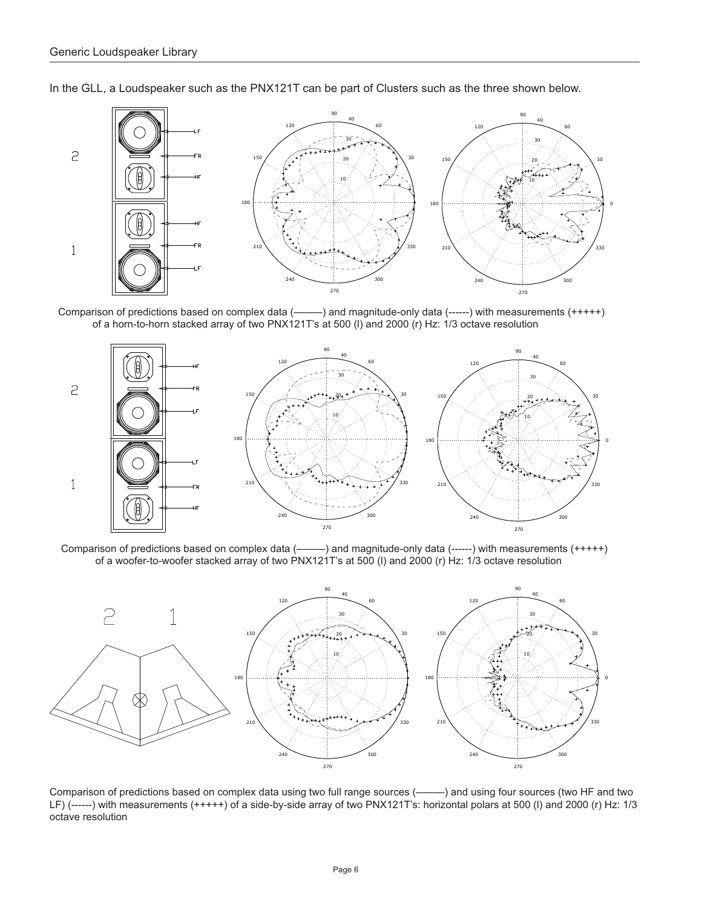In the GLL, a Loudspeaker such as the PNX121T can be part of Clusters such as the three shown below.

2

LF

FR

HF

1

HF

FR

LF

Comparison of predictions based on complex data (———) and magnitude-only data (------) with measurements (+++++) of a horn-to-horn stacked array of two PNX121T's at 500 (l) and 2000 (r) Hz: 1/3 octave resolution

2

HF

FR

LF

1

LF

FR

HF

Comparison of predictions based on complex data (———) and magnitude-only data (------) with measurements (+++++) of a woofer-to-woofer stacked array of two PNX121T's at 500 (l) and 2000 (r) Hz: 1/3 octave resolution

2 1

Comparison of predictions based on complex data using two full range sources (———) and using four sources (two HF and two LF) (------) with measurements (+++++) of a side-by-side array of two PNX121T's: horizontal polars at 500 (l) and 2000 (r) Hz: 1/3 octave resolution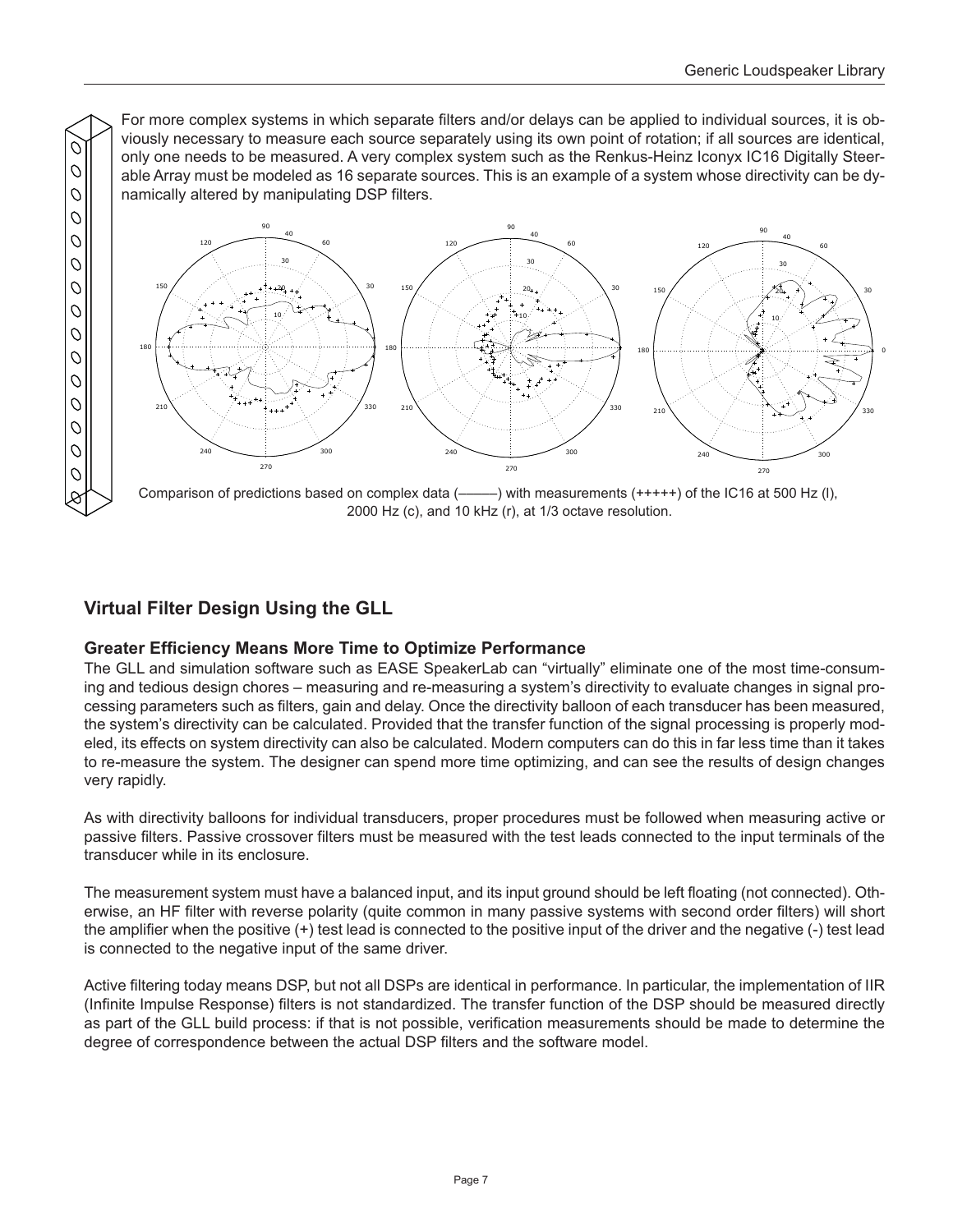For more complex systems in which separate filters and/or delays can be applied to individual sources, it is obviously necessary to measure each source separately using its own point of rotation; if all sources are identical, only one needs to be measured. A very complex system such as the Renkus-Heinz Iconyx IC16 Digitally Steerable Array must be modeled as 16 separate sources. This is an example of a system whose directivity can be dynamically altered by manipulating DSP filters.

Comparison of predictions based on complex data (———) with measurements (+++++) of the IC16 at 500 Hz (l), 2000 Hz (c), and 10 kHz (r), at 1/3 octave resolution.

## Virtual Filter Design Using the GLL

### Greater Efficiency Means More Time to Optimize Performance

The GLL and simulation software such as EASE SpeakerLab can "virtually" eliminate one of the most time-consuming and tedious design chores – measuring and re-measuring a system's directivity to evaluate changes in signal processing parameters such as filters, gain and delay. Once the directivity balloon of each transducer has been measured, the system's directivity can be calculated. Provided that the transfer function of the signal processing is properly modeled, its effects on system directivity can also be calculated. Modern computers can do this in far less time than it takes to re-measure the system. The designer can spend more time optimizing, and can see the results of design changes very rapidly.

As with directivity balloons for individual transducers, proper procedures must be followed when measuring active or passive filters. Passive crossover filters must be measured with the test leads connected to the input terminals of the transducer while in its enclosure.

The measurement system must have a balanced input, and its input ground should be left floating (not connected). Otherwise, an HF filter with reverse polarity (quite common in many passive systems with second order filters) will short the amplifier when the positive (+) test lead is connected to the positive input of the driver and the negative (-) test lead is connected to the negative input of the same driver.

Active filtering today means DSP, but not all DSPs are identical in performance. In particular, the implementation of IIR (Infinite Impulse Response) filters is not standardized. The transfer function of the DSP should be measured directly as part of the GLL build process: if that is not possible, verification measurements should be made to determine the degree of correspondence between the actual DSP filters and the software model.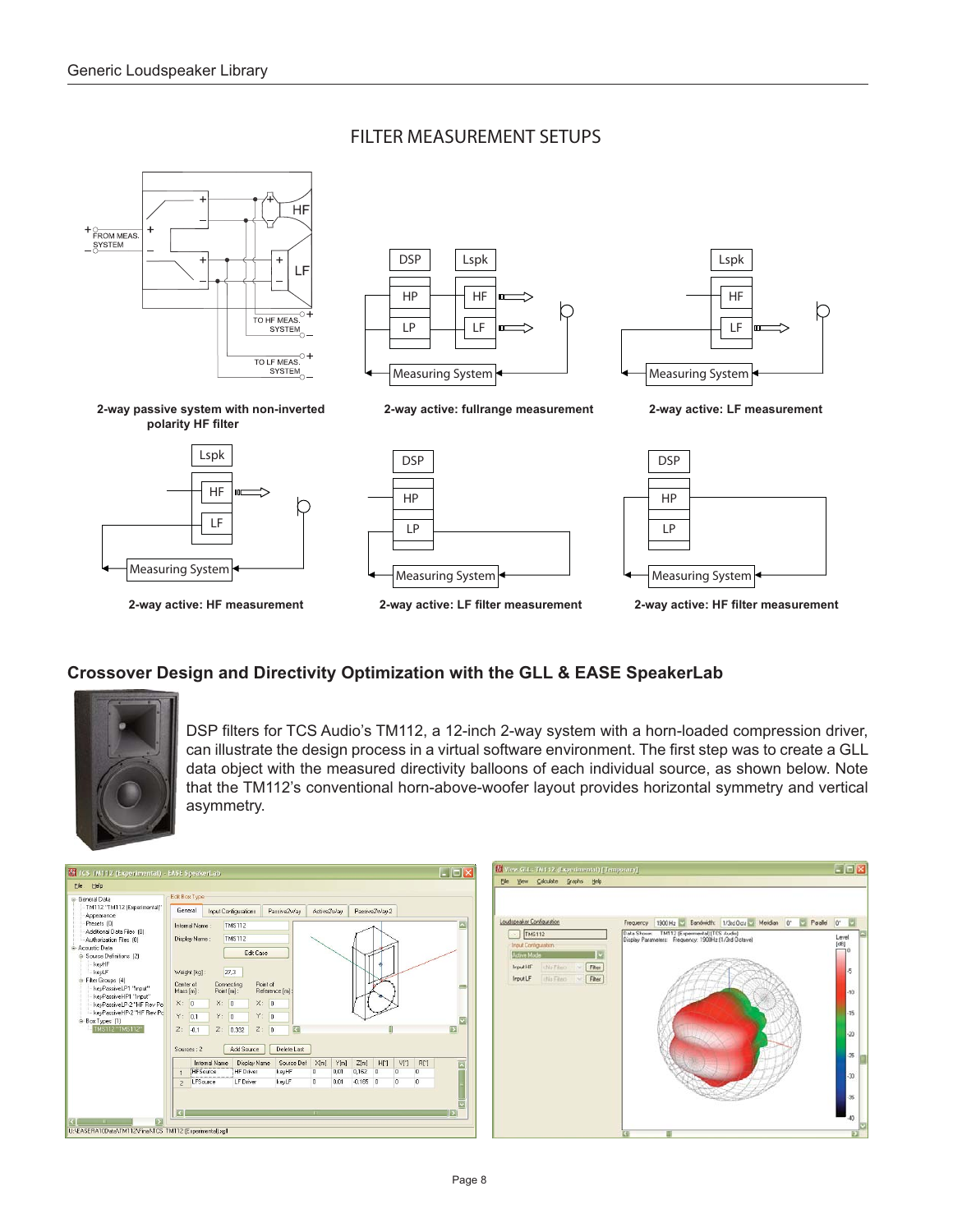## FILTER MEASUREMENT SETUPS

FROM MEAS. SYSTEM

HF

LF

TO HF MEAS. SYSTEM

TO LF MEAS. SYSTEM

**2-way passive system with non-inverted polarity HF filter**

DSP

Lspk

HP

HF

LP

LF

Measuring System

**2-way active: fullrange measurement**

Lspk

HF

LF

Measuring System

**2-way active: LF measurement**

Lspk

HF

LF

Measuring System

**2-way active: HF measurement**

DSP

HP

LP

Measuring System

**2-way active: LF filter measurement**

DSP

HP

LP

Measuring System

**2-way active: HF filter measurement**

## Crossover Design and Directivity Optimization with the GLL & EASE SpeakerLab

DSP filters for TCS Audio's TM112, a 12-inch 2-way system with a horn-loaded compression driver, can illustrate the design process in a virtual software environment. The first step was to create a GLL data object with the measured directivity balloons of each individual source, as shown below. Note that the TM112's conventional horn-above-woofer layout provides horizontal symmetry and vertical asymmetry.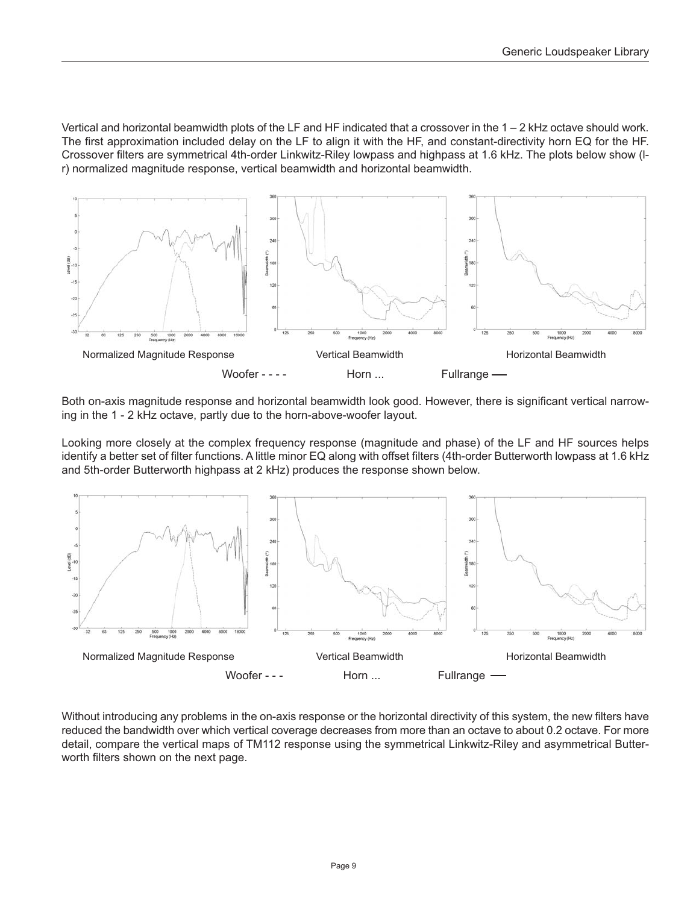Vertical and horizontal beamwidth plots of the LF and HF indicated that a crossover in the 1 – 2 kHz octave should work. The first approximation included delay on the LF to align it with the HF, and constant-directivity horn EQ for the HF. Crossover filters are symmetrical 4th-order Linkwitz-Riley lowpass and highpass at 1.6 kHz. The plots below show (l-r) normalized magnitude response, vertical beamwidth and horizontal beamwidth.

Normalized Magnitude Response

Vertical Beamwidth

Horizontal Beamwidth

Woofer - - - -   Horn ...   Fullrange —

Both on-axis magnitude response and horizontal beamwidth look good. However, there is significant vertical narrowing in the 1 - 2 kHz octave, partly due to the horn-above-woofer layout.

Looking more closely at the complex frequency response (magnitude and phase) of the LF and HF sources helps identify a better set of filter functions. A little minor EQ along with offset filters (4th-order Butterworth lowpass at 1.6 kHz and 5th-order Butterworth highpass at 2 kHz) produces the response shown below.

Normalized Magnitude Response

Vertical Beamwidth

Horizontal Beamwidth

Woofer - - -   Horn ...   Fullrange —

Without introducing any problems in the on-axis response or the horizontal directivity of this system, the new filters have reduced the bandwidth over which vertical coverage decreases from more than an octave to about 0.2 octave. For more detail, compare the vertical maps of TM112 response using the symmetrical Linkwitz-Riley and asymmetrical Butterworth filters shown on the next page.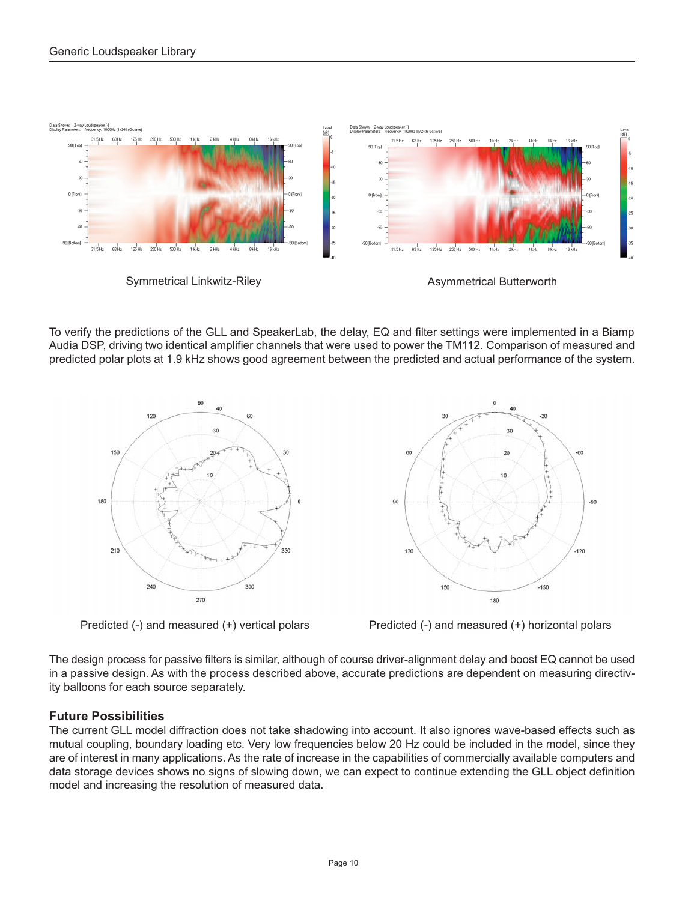Data Shown: 2-way Loudspeaker [-]
Display Parameters: Frequency: 1000Hz (1/24th Octave)

Symmetrical Linkwitz-Riley

Data Shown: 2-way Loudspeaker [-]
Display Parameters: Frequency: 1000Hz (1/24th Octave)

Asymmetrical Butterworth

To verify the predictions of the GLL and SpeakerLab, the delay, EQ and filter settings were implemented in a Biamp Audia DSP, driving two identical amplifier channels that were used to power the TM112. Comparison of measured and predicted polar plots at 1.9 kHz shows good agreement between the predicted and actual performance of the system.

Predicted (-) and measured (+) vertical polars

Predicted (-) and measured (+) horizontal polars

The design process for passive filters is similar, although of course driver-alignment delay and boost EQ cannot be used in a passive design. As with the process described above, accurate predictions are dependent on measuring directivity balloons for each source separately.

## Future Possibilities

The current GLL model diffraction does not take shadowing into account. It also ignores wave-based effects such as mutual coupling, boundary loading etc. Very low frequencies below 20 Hz could be included in the model, since they are of interest in many applications. As the rate of increase in the capabilities of commercially available computers and data storage devices shows no signs of slowing down, we can expect to continue extending the GLL object definition model and increasing the resolution of measured data.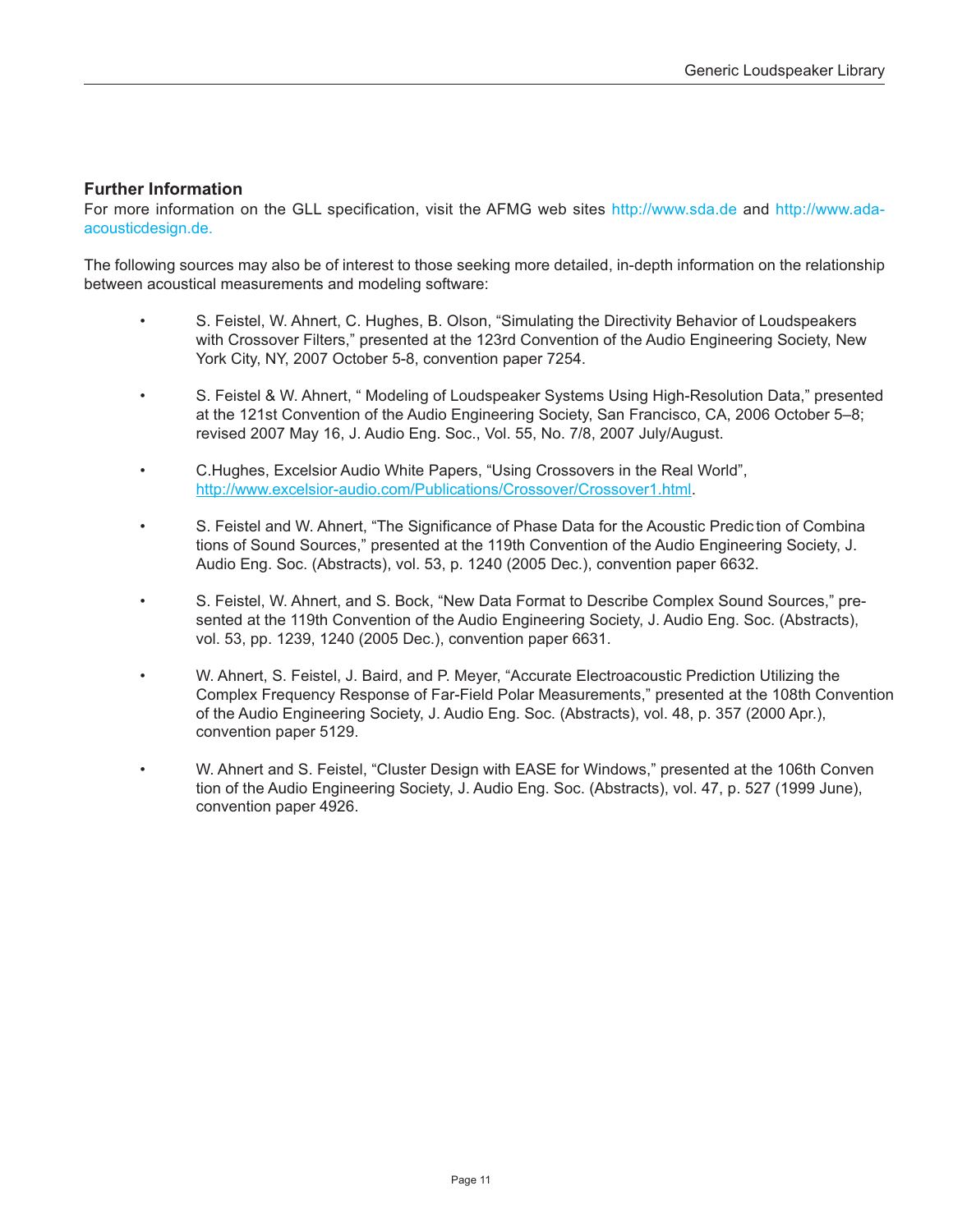## Further Information

For more information on the GLL specification, visit the AFMG web sites http://www.sda.de and http://www.ada-acousticdesign.de.

The following sources may also be of interest to those seeking more detailed, in-depth information on the relationship between acoustical measurements and modeling software:

- S. Feistel, W. Ahnert, C. Hughes, B. Olson, "Simulating the Directivity Behavior of Loudspeakers with Crossover Filters," presented at the 123rd Convention of the Audio Engineering Society, New York City, NY, 2007 October 5-8, convention paper 7254.

- S. Feistel & W. Ahnert, " Modeling of Loudspeaker Systems Using High-Resolution Data," presented at the 121st Convention of the Audio Engineering Society, San Francisco, CA, 2006 October 5–8; revised 2007 May 16, J. Audio Eng. Soc., Vol. 55, No. 7/8, 2007 July/August.

- C.Hughes, Excelsior Audio White Papers, "Using Crossovers in the Real World", http://www.excelsior-audio.com/Publications/Crossover/Crossover1.html.

- S. Feistel and W. Ahnert, "The Significance of Phase Data for the Acoustic Predic tion of Combina tions of Sound Sources," presented at the 119th Convention of the Audio Engineering Society, J. Audio Eng. Soc. (Abstracts), vol. 53, p. 1240 (2005 Dec.), convention paper 6632.

- S. Feistel, W. Ahnert, and S. Bock, "New Data Format to Describe Complex Sound Sources," presented at the 119th Convention of the Audio Engineering Society, J. Audio Eng. Soc. (Abstracts), vol. 53, pp. 1239, 1240 (2005 Dec.), convention paper 6631.

- W. Ahnert, S. Feistel, J. Baird, and P. Meyer, "Accurate Electroacoustic Prediction Utilizing the Complex Frequency Response of Far-Field Polar Measurements," presented at the 108th Convention of the Audio Engineering Society, J. Audio Eng. Soc. (Abstracts), vol. 48, p. 357 (2000 Apr.), convention paper 5129.

- W. Ahnert and S. Feistel, "Cluster Design with EASE for Windows," presented at the 106th Conven tion of the Audio Engineering Society, J. Audio Eng. Soc. (Abstracts), vol. 47, p. 527 (1999 June), convention paper 4926.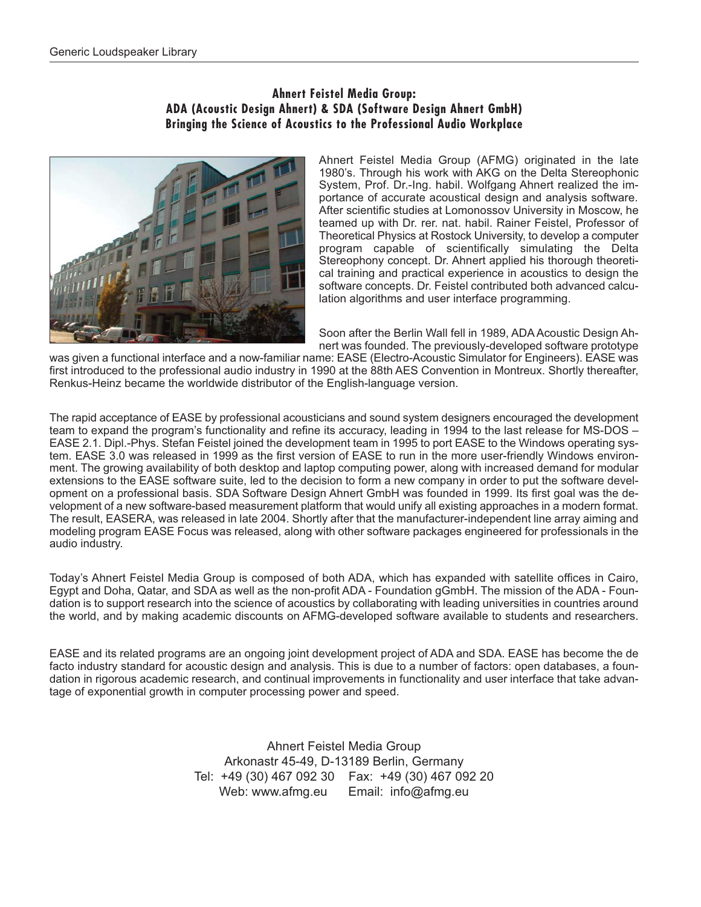## Ahnert Feistel Media Group:
## ADA (Acoustic Design Ahnert) & SDA (Software Design Ahnert GmbH)
## Bringing the Science of Acoustics to the Professional Audio Workplace

Ahnert Feistel Media Group (AFMG) originated in the late 1980's. Through his work with AKG on the Delta Stereophonic System, Prof. Dr.-Ing. habil. Wolfgang Ahnert realized the importance of accurate acoustical design and analysis software. After scientific studies at Lomonossov University in Moscow, he teamed up with Dr. rer. nat. habil. Rainer Feistel, Professor of Theoretical Physics at Rostock University, to develop a computer program capable of scientifically simulating the Delta Stereophony concept. Dr. Ahnert applied his thorough theoretical training and practical experience in acoustics to design the software concepts. Dr. Feistel contributed both advanced calculation algorithms and user interface programming.

Soon after the Berlin Wall fell in 1989, ADA Acoustic Design Ahnert was founded. The previously-developed software prototype was given a functional interface and a now-familiar name: EASE (Electro-Acoustic Simulator for Engineers). EASE was first introduced to the professional audio industry in 1990 at the 88th AES Convention in Montreux. Shortly thereafter, Renkus-Heinz became the worldwide distributor of the English-language version.

The rapid acceptance of EASE by professional acousticians and sound system designers encouraged the development team to expand the program's functionality and refine its accuracy, leading in 1994 to the last release for MS-DOS – EASE 2.1. Dipl.-Phys. Stefan Feistel joined the development team in 1995 to port EASE to the Windows operating system. EASE 3.0 was released in 1999 as the first version of EASE to run in the more user-friendly Windows environment. The growing availability of both desktop and laptop computing power, along with increased demand for modular extensions to the EASE software suite, led to the decision to form a new company in order to put the software development on a professional basis. SDA Software Design Ahnert GmbH was founded in 1999. Its first goal was the development of a new software-based measurement platform that would unify all existing approaches in a modern format. The result, EASERA, was released in late 2004. Shortly after that the manufacturer-independent line array aiming and modeling program EASE Focus was released, along with other software packages engineered for professionals in the audio industry.

Today's Ahnert Feistel Media Group is composed of both ADA, which has expanded with satellite offices in Cairo, Egypt and Doha, Qatar, and SDA as well as the non-profit ADA - Foundation gGmbH. The mission of the ADA - Foundation is to support research into the science of acoustics by collaborating with leading universities in countries around the world, and by making academic discounts on AFMG-developed software available to students and researchers.

EASE and its related programs are an ongoing joint development project of ADA and SDA. EASE has become the de facto industry standard for acoustic design and analysis. This is due to a number of factors: open databases, a foundation in rigorous academic research, and continual improvements in functionality and user interface that take advantage of exponential growth in computer processing power and speed.

Ahnert Feistel Media Group
Arkonastr 45-49, D-13189 Berlin, Germany
Tel: +49 (30) 467 092 30    Fax: +49 (30) 467 092 20
Web: www.afmg.eu    Email: info@afmg.eu